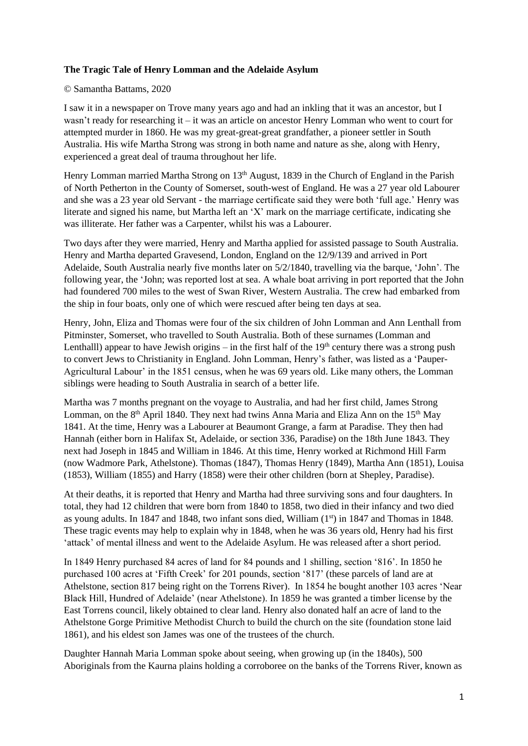**The Tragic Tale of Henry Lomman and the Adelaide Asylum**

© Samantha Battams, 2020

I saw it in a newspaper on Trove many years ago and had an inkling that it was an ancestor, but I wasn't ready for researching it – it was an article on ancestor Henry Lomman who went to court for attempted murder in 1860. He was my great-great-great grandfather, a pioneer settler in South Australia. His wife Martha Strong was strong in both name and nature as she, along with Henry, experienced a great deal of trauma throughout her life.

Henry Lomman married Martha Strong on 13th August, 1839 in the Church of England in the Parish of North Petherton in the County of Somerset, south-west of England. He was a 27 year old Labourer and she was a 23 year old Servant - the marriage certificate said they were both 'full age.' Henry was literate and signed his name, but Martha left an 'X' mark on the marriage certificate, indicating she was illiterate. Her father was a Carpenter, whilst his was a Labourer.

Two days after they were married, Henry and Martha applied for assisted passage to South Australia. Henry and Martha departed Gravesend, London, England on the 12/9/139 and arrived in Port Adelaide, South Australia nearly five months later on 5/2/1840, travelling via the barque, 'John'. The following year, the 'John; was reported lost at sea. A whale boat arriving in port reported that the John had foundered 700 miles to the west of Swan River, Western Australia. The crew had embarked from the ship in four boats, only one of which were rescued after being ten days at sea.

Henry, John, Eliza and Thomas were four of the six children of John Lomman and Ann Lenthall from Pitminster, Somerset, who travelled to South Australia. Both of these surnames (Lomman and Lenthalll) appear to have Jewish origins – in the first half of the 19th century there was a strong push to convert Jews to Christianity in England. John Lomman, Henry's father, was listed as a 'Pauper-Agricultural Labour' in the 1851 census, when he was 69 years old. Like many others, the Lomman siblings were heading to South Australia in search of a better life.

Martha was 7 months pregnant on the voyage to Australia, and had her first child, James Strong Lomman, on the 8th April 1840. They next had twins Anna Maria and Eliza Ann on the 15th May 1841. At the time, Henry was a Labourer at Beaumont Grange, a farm at Paradise. They then had Hannah (either born in Halifax St, Adelaide, or section 336, Paradise) on the 18th June 1843. They next had Joseph in 1845 and William in 1846. At this time, Henry worked at Richmond Hill Farm (now Wadmore Park, Athelstone). Thomas (1847), Thomas Henry (1849), Martha Ann (1851), Louisa (1853), William (1855) and Harry (1858) were their other children (born at Shepley, Paradise).

At their deaths, it is reported that Henry and Martha had three surviving sons and four daughters. In total, they had 12 children that were born from 1840 to 1858, two died in their infancy and two died as young adults. In 1847 and 1848, two infant sons died, William (1st) in 1847 and Thomas in 1848. These tragic events may help to explain why in 1848, when he was 36 years old, Henry had his first 'attack' of mental illness and went to the Adelaide Asylum. He was released after a short period.

In 1849 Henry purchased 84 acres of land for 84 pounds and 1 shilling, section '816'. In 1850 he purchased 100 acres at 'Fifth Creek' for 201 pounds, section '817' (these parcels of land are at Athelstone, section 817 being right on the Torrens River). In 1854 he bought another 103 acres 'Near Black Hill, Hundred of Adelaide' (near Athelstone). In 1859 he was granted a timber license by the East Torrens council, likely obtained to clear land. Henry also donated half an acre of land to the Athelstone Gorge Primitive Methodist Church to build the church on the site (foundation stone laid 1861), and his eldest son James was one of the trustees of the church.

Daughter Hannah Maria Lomman spoke about seeing, when growing up (in the 1840s), 500 Aboriginals from the Kaurna plains holding a corroboree on the banks of the Torrens River, known as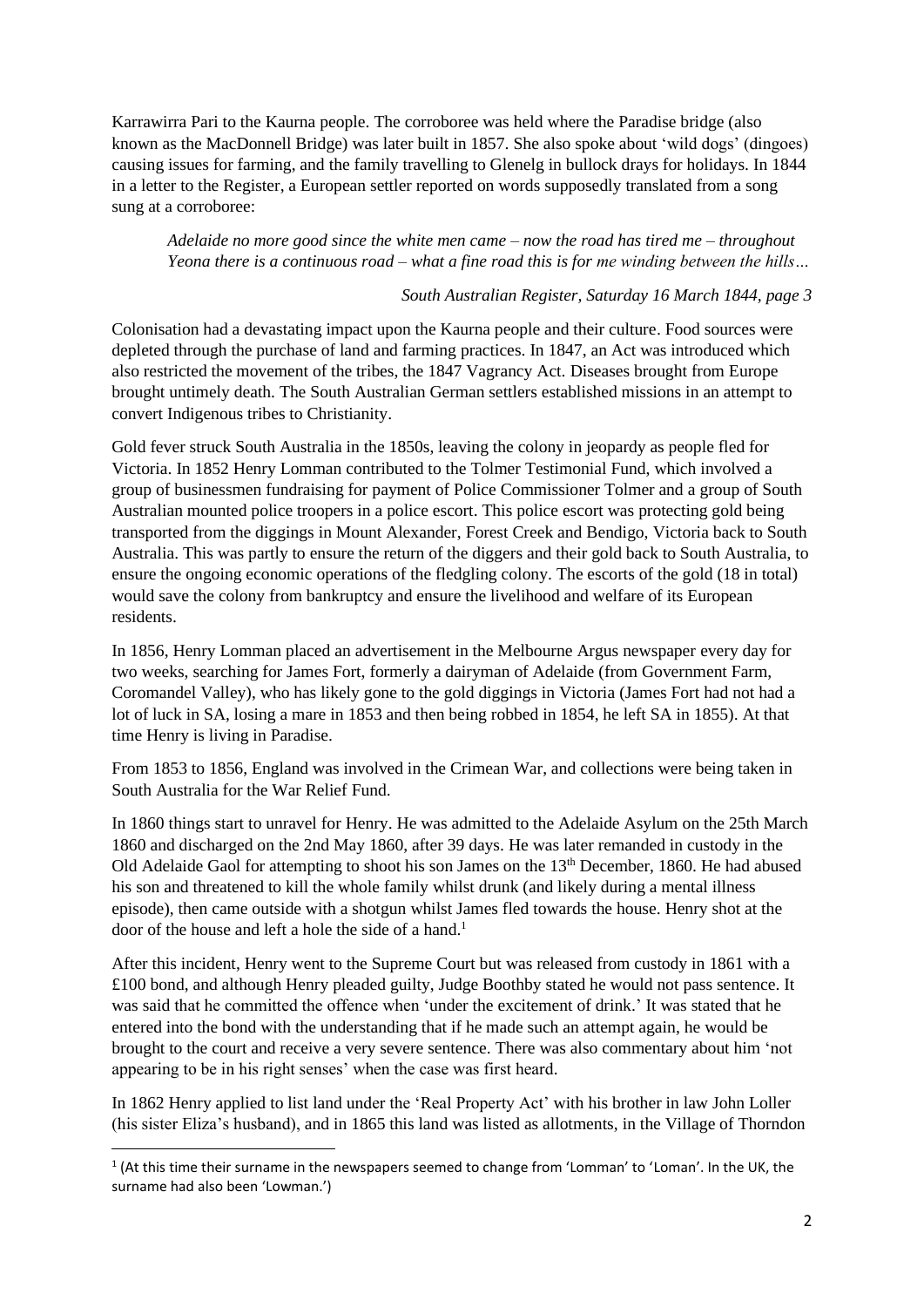Karrawirra Pari to the Kaurna people. The corroboree was held where the Paradise bridge (also known as the MacDonnell Bridge) was later built in 1857. She also spoke about 'wild dogs' (dingoes) causing issues for farming, and the family travelling to Glenelg in bullock drays for holidays. In 1844 in a letter to the Register, a European settler reported on words supposedly translated from a song sung at a corroboree:

> *Adelaide no more good since the white men came – now the road has tired me – throughout Yeona there is a continuous road – what a fine road this is for me winding between the hills…*
>
> *South Australian Register, Saturday 16 March 1844, page 3*

Colonisation had a devastating impact upon the Kaurna people and their culture. Food sources were depleted through the purchase of land and farming practices. In 1847, an Act was introduced which also restricted the movement of the tribes, the 1847 Vagrancy Act. Diseases brought from Europe brought untimely death. The South Australian German settlers established missions in an attempt to convert Indigenous tribes to Christianity.

Gold fever struck South Australia in the 1850s, leaving the colony in jeopardy as people fled for Victoria. In 1852 Henry Lomman contributed to the Tolmer Testimonial Fund, which involved a group of businessmen fundraising for payment of Police Commissioner Tolmer and a group of South Australian mounted police troopers in a police escort. This police escort was protecting gold being transported from the diggings in Mount Alexander, Forest Creek and Bendigo, Victoria back to South Australia. This was partly to ensure the return of the diggers and their gold back to South Australia, to ensure the ongoing economic operations of the fledgling colony. The escorts of the gold (18 in total) would save the colony from bankruptcy and ensure the livelihood and welfare of its European residents.

In 1856, Henry Lomman placed an advertisement in the Melbourne Argus newspaper every day for two weeks, searching for James Fort, formerly a dairyman of Adelaide (from Government Farm, Coromandel Valley), who has likely gone to the gold diggings in Victoria (James Fort had not had a lot of luck in SA, losing a mare in 1853 and then being robbed in 1854, he left SA in 1855). At that time Henry is living in Paradise.

From 1853 to 1856, England was involved in the Crimean War, and collections were being taken in South Australia for the War Relief Fund.

In 1860 things start to unravel for Henry. He was admitted to the Adelaide Asylum on the 25th March 1860 and discharged on the 2nd May 1860, after 39 days. He was later remanded in custody in the Old Adelaide Gaol for attempting to shoot his son James on the 13th December, 1860. He had abused his son and threatened to kill the whole family whilst drunk (and likely during a mental illness episode), then came outside with a shotgun whilst James fled towards the house. Henry shot at the door of the house and left a hole the side of a hand.[1]

After this incident, Henry went to the Supreme Court but was released from custody in 1861 with a £100 bond, and although Henry pleaded guilty, Judge Boothby stated he would not pass sentence. It was said that he committed the offence when 'under the excitement of drink.' It was stated that he entered into the bond with the understanding that if he made such an attempt again, he would be brought to the court and receive a very severe sentence. There was also commentary about him 'not appearing to be in his right senses' when the case was first heard.

In 1862 Henry applied to list land under the 'Real Property Act' with his brother in law John Loller (his sister Eliza's husband), and in 1865 this land was listed as allotments, in the Village of Thorndon

[1] (At this time their surname in the newspapers seemed to change from 'Lomman' to 'Loman'. In the UK, the surname had also been 'Lowman.')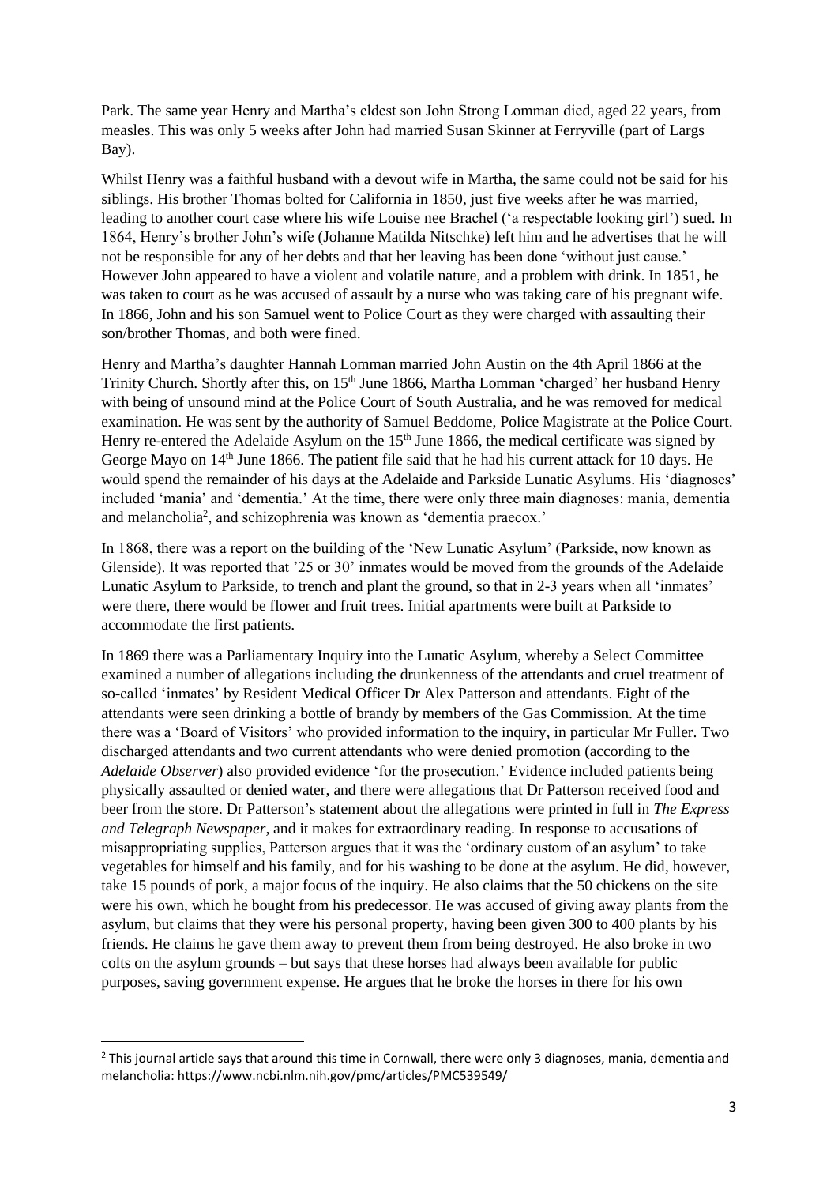Park. The same year Henry and Martha's eldest son John Strong Lomman died, aged 22 years, from measles. This was only 5 weeks after John had married Susan Skinner at Ferryville (part of Largs Bay).

Whilst Henry was a faithful husband with a devout wife in Martha, the same could not be said for his siblings. His brother Thomas bolted for California in 1850, just five weeks after he was married, leading to another court case where his wife Louise nee Brachel ('a respectable looking girl') sued. In 1864, Henry's brother John's wife (Johanne Matilda Nitschke) left him and he advertises that he will not be responsible for any of her debts and that her leaving has been done 'without just cause.' However John appeared to have a violent and volatile nature, and a problem with drink. In 1851, he was taken to court as he was accused of assault by a nurse who was taking care of his pregnant wife. In 1866, John and his son Samuel went to Police Court as they were charged with assaulting their son/brother Thomas, and both were fined.

Henry and Martha's daughter Hannah Lomman married John Austin on the 4th April 1866 at the Trinity Church. Shortly after this, on 15th June 1866, Martha Lomman 'charged' her husband Henry with being of unsound mind at the Police Court of South Australia, and he was removed for medical examination. He was sent by the authority of Samuel Beddome, Police Magistrate at the Police Court. Henry re-entered the Adelaide Asylum on the 15th June 1866, the medical certificate was signed by George Mayo on 14th June 1866. The patient file said that he had his current attack for 10 days. He would spend the remainder of his days at the Adelaide and Parkside Lunatic Asylums. His 'diagnoses' included 'mania' and 'dementia.' At the time, there were only three main diagnoses: mania, dementia and melancholia[2], and schizophrenia was known as 'dementia praecox.'

In 1868, there was a report on the building of the 'New Lunatic Asylum' (Parkside, now known as Glenside). It was reported that '25 or 30' inmates would be moved from the grounds of the Adelaide Lunatic Asylum to Parkside, to trench and plant the ground, so that in 2-3 years when all 'inmates' were there, there would be flower and fruit trees. Initial apartments were built at Parkside to accommodate the first patients.

In 1869 there was a Parliamentary Inquiry into the Lunatic Asylum, whereby a Select Committee examined a number of allegations including the drunkenness of the attendants and cruel treatment of so-called 'inmates' by Resident Medical Officer Dr Alex Patterson and attendants. Eight of the attendants were seen drinking a bottle of brandy by members of the Gas Commission. At the time there was a 'Board of Visitors' who provided information to the inquiry, in particular Mr Fuller. Two discharged attendants and two current attendants who were denied promotion (according to the *Adelaide Observer*) also provided evidence 'for the prosecution.' Evidence included patients being physically assaulted or denied water, and there were allegations that Dr Patterson received food and beer from the store. Dr Patterson's statement about the allegations were printed in full in *The Express and Telegraph Newspaper*, and it makes for extraordinary reading. In response to accusations of misappropriating supplies, Patterson argues that it was the 'ordinary custom of an asylum' to take vegetables for himself and his family, and for his washing to be done at the asylum. He did, however, take 15 pounds of pork, a major focus of the inquiry. He also claims that the 50 chickens on the site were his own, which he bought from his predecessor. He was accused of giving away plants from the asylum, but claims that they were his personal property, having been given 300 to 400 plants by his friends. He claims he gave them away to prevent them from being destroyed. He also broke in two colts on the asylum grounds – but says that these horses had always been available for public purposes, saving government expense. He argues that he broke the horses in there for his own

---

[2] This journal article says that around this time in Cornwall, there were only 3 diagnoses, mania, dementia and melancholia: https://www.ncbi.nlm.nih.gov/pmc/articles/PMC539549/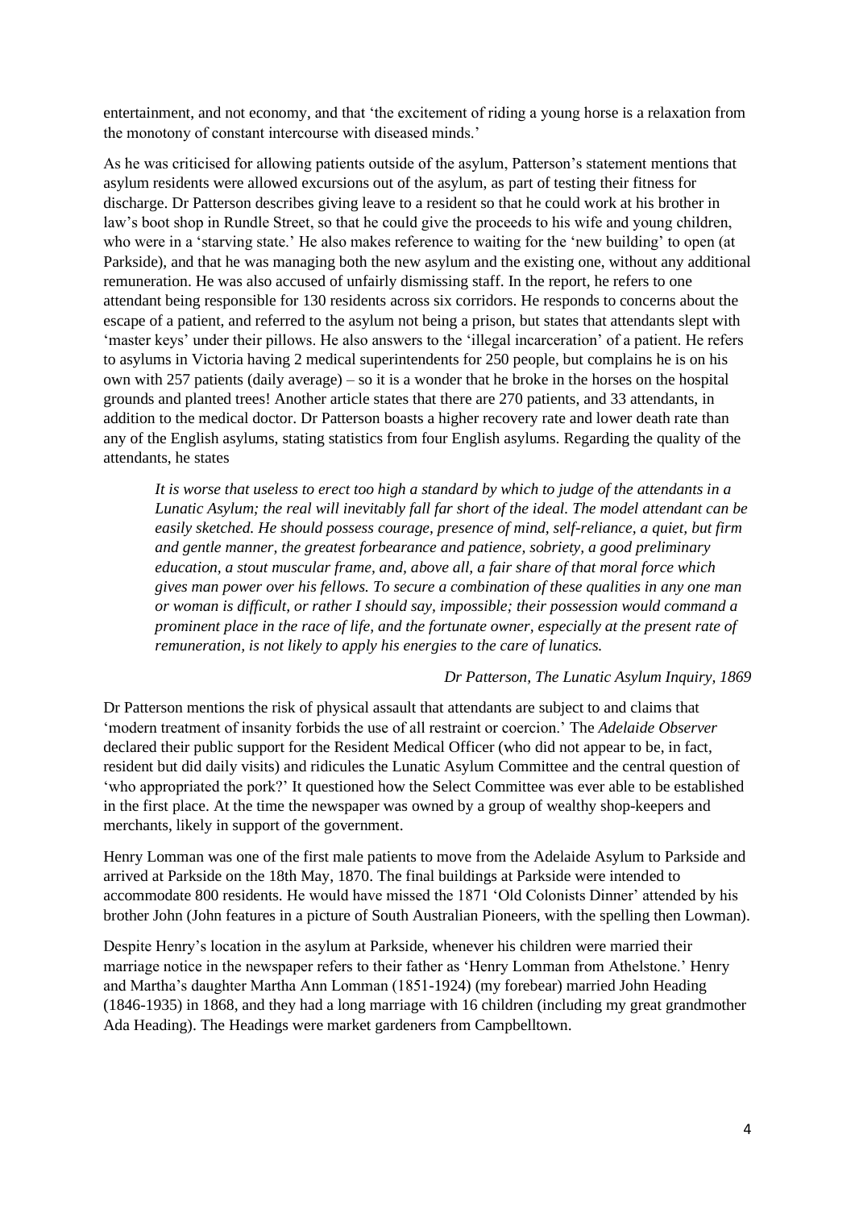entertainment, and not economy, and that 'the excitement of riding a young horse is a relaxation from the monotony of constant intercourse with diseased minds.'

As he was criticised for allowing patients outside of the asylum, Patterson's statement mentions that asylum residents were allowed excursions out of the asylum, as part of testing their fitness for discharge. Dr Patterson describes giving leave to a resident so that he could work at his brother in law's boot shop in Rundle Street, so that he could give the proceeds to his wife and young children, who were in a 'starving state.' He also makes reference to waiting for the 'new building' to open (at Parkside), and that he was managing both the new asylum and the existing one, without any additional remuneration. He was also accused of unfairly dismissing staff. In the report, he refers to one attendant being responsible for 130 residents across six corridors. He responds to concerns about the escape of a patient, and referred to the asylum not being a prison, but states that attendants slept with 'master keys' under their pillows. He also answers to the 'illegal incarceration' of a patient. He refers to asylums in Victoria having 2 medical superintendents for 250 people, but complains he is on his own with 257 patients (daily average) – so it is a wonder that he broke in the horses on the hospital grounds and planted trees! Another article states that there are 270 patients, and 33 attendants, in addition to the medical doctor. Dr Patterson boasts a higher recovery rate and lower death rate than any of the English asylums, stating statistics from four English asylums. Regarding the quality of the attendants, he states

> *It is worse that useless to erect too high a standard by which to judge of the attendants in a Lunatic Asylum; the real will inevitably fall far short of the ideal. The model attendant can be easily sketched. He should possess courage, presence of mind, self-reliance, a quiet, but firm and gentle manner, the greatest forbearance and patience, sobriety, a good preliminary education, a stout muscular frame, and, above all, a fair share of that moral force which gives man power over his fellows. To secure a combination of these qualities in any one man or woman is difficult, or rather I should say, impossible; their possession would command a prominent place in the race of life, and the fortunate owner, especially at the present rate of remuneration, is not likely to apply his energies to the care of lunatics.*
>
> *Dr Patterson, The Lunatic Asylum Inquiry, 1869*

Dr Patterson mentions the risk of physical assault that attendants are subject to and claims that 'modern treatment of insanity forbids the use of all restraint or coercion.' The *Adelaide Observer* declared their public support for the Resident Medical Officer (who did not appear to be, in fact, resident but did daily visits) and ridicules the Lunatic Asylum Committee and the central question of 'who appropriated the pork?' It questioned how the Select Committee was ever able to be established in the first place. At the time the newspaper was owned by a group of wealthy shop-keepers and merchants, likely in support of the government.

Henry Lomman was one of the first male patients to move from the Adelaide Asylum to Parkside and arrived at Parkside on the 18th May, 1870. The final buildings at Parkside were intended to accommodate 800 residents. He would have missed the 1871 'Old Colonists Dinner' attended by his brother John (John features in a picture of South Australian Pioneers, with the spelling then Lowman).

Despite Henry's location in the asylum at Parkside, whenever his children were married their marriage notice in the newspaper refers to their father as 'Henry Lomman from Athelstone.' Henry and Martha's daughter Martha Ann Lomman (1851-1924) (my forebear) married John Heading (1846-1935) in 1868, and they had a long marriage with 16 children (including my great grandmother Ada Heading). The Headings were market gardeners from Campbelltown.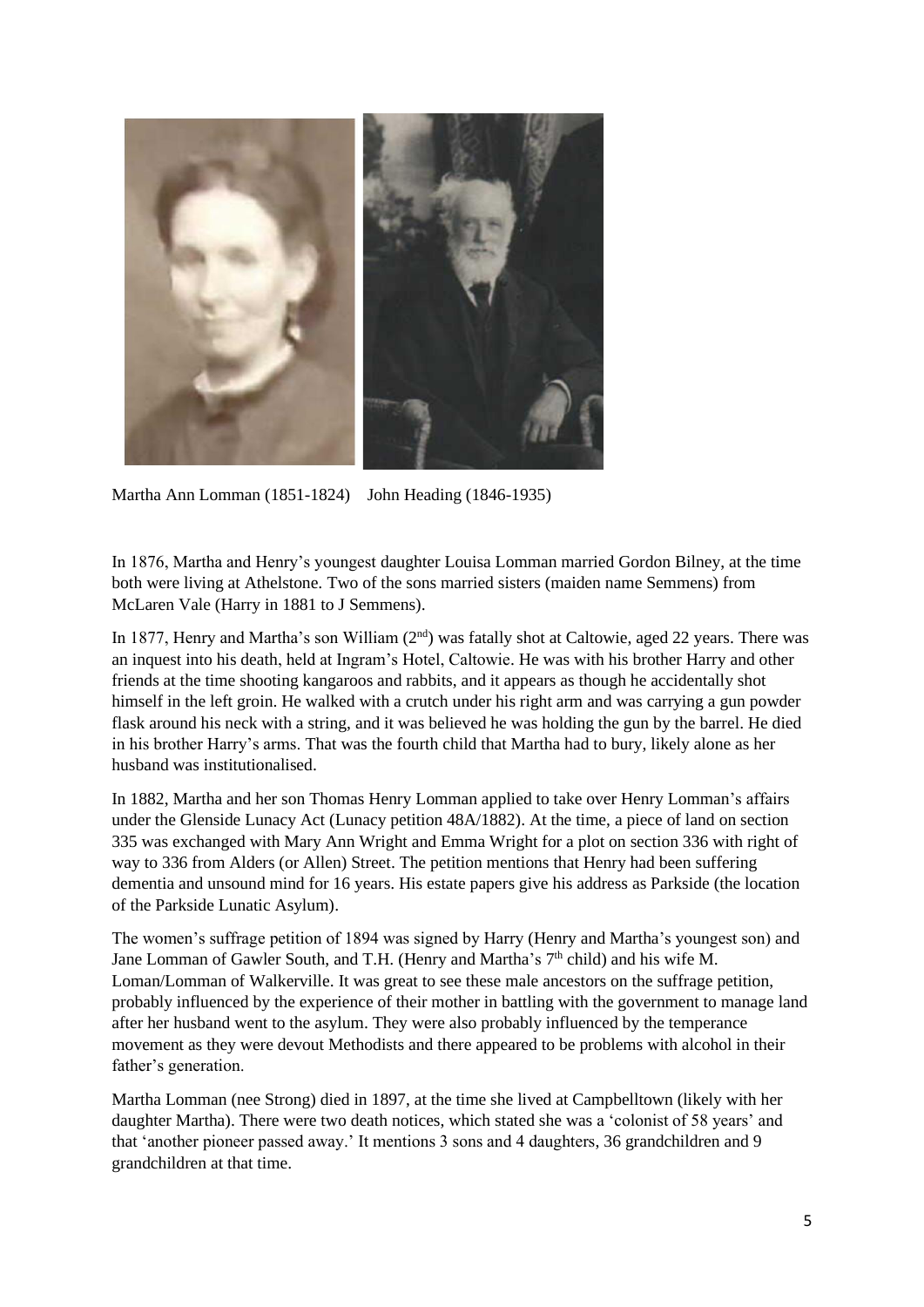Martha Ann Lomman (1851-1824)    John Heading (1846-1935)

In 1876, Martha and Henry's youngest daughter Louisa Lomman married Gordon Bilney, at the time both were living at Athelstone. Two of the sons married sisters (maiden name Semmens) from McLaren Vale (Harry in 1881 to J Semmens).

In 1877, Henry and Martha's son William (2nd) was fatally shot at Caltowie, aged 22 years. There was an inquest into his death, held at Ingram's Hotel, Caltowie. He was with his brother Harry and other friends at the time shooting kangaroos and rabbits, and it appears as though he accidentally shot himself in the left groin. He walked with a crutch under his right arm and was carrying a gun powder flask around his neck with a string, and it was believed he was holding the gun by the barrel. He died in his brother Harry's arms. That was the fourth child that Martha had to bury, likely alone as her husband was institutionalised.

In 1882, Martha and her son Thomas Henry Lomman applied to take over Henry Lomman's affairs under the Glenside Lunacy Act (Lunacy petition 48A/1882). At the time, a piece of land on section 335 was exchanged with Mary Ann Wright and Emma Wright for a plot on section 336 with right of way to 336 from Alders (or Allen) Street. The petition mentions that Henry had been suffering dementia and unsound mind for 16 years. His estate papers give his address as Parkside (the location of the Parkside Lunatic Asylum).

The women's suffrage petition of 1894 was signed by Harry (Henry and Martha's youngest son) and Jane Lomman of Gawler South, and T.H. (Henry and Martha's 7th child) and his wife M. Loman/Lomman of Walkerville. It was great to see these male ancestors on the suffrage petition, probably influenced by the experience of their mother in battling with the government to manage land after her husband went to the asylum. They were also probably influenced by the temperance movement as they were devout Methodists and there appeared to be problems with alcohol in their father's generation.

Martha Lomman (nee Strong) died in 1897, at the time she lived at Campbelltown (likely with her daughter Martha). There were two death notices, which stated she was a 'colonist of 58 years' and that 'another pioneer passed away.' It mentions 3 sons and 4 daughters, 36 grandchildren and 9 grandchildren at that time.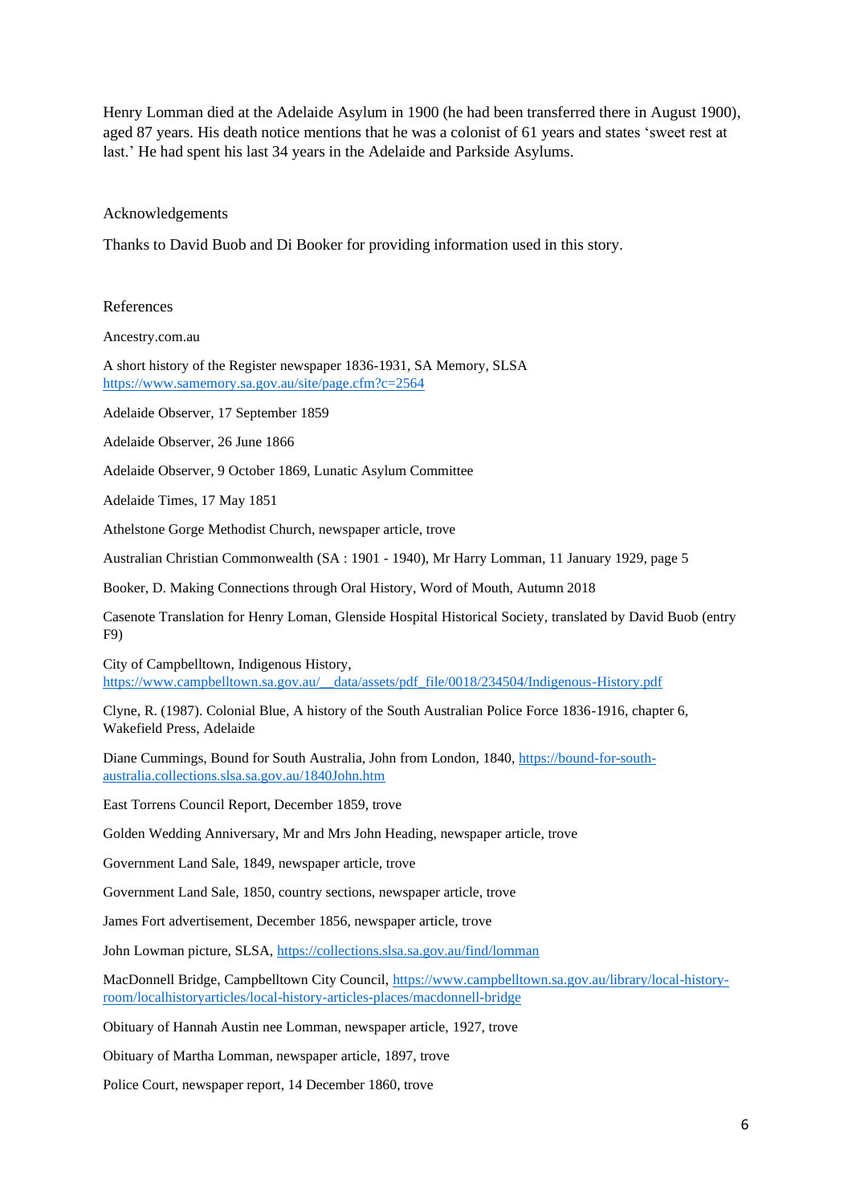Henry Lomman died at the Adelaide Asylum in 1900 (he had been transferred there in August 1900), aged 87 years. His death notice mentions that he was a colonist of 61 years and states 'sweet rest at last.' He had spent his last 34 years in the Adelaide and Parkside Asylums.

## Acknowledgements

Thanks to David Buob and Di Booker for providing information used in this story.

## References

Ancestry.com.au

A short history of the Register newspaper 1836-1931, SA Memory, SLSA https://www.samemory.sa.gov.au/site/page.cfm?c=2564

Adelaide Observer, 17 September 1859

Adelaide Observer, 26 June 1866

Adelaide Observer, 9 October 1869, Lunatic Asylum Committee

Adelaide Times, 17 May 1851

Athelstone Gorge Methodist Church, newspaper article, trove

Australian Christian Commonwealth (SA : 1901 - 1940), Mr Harry Lomman, 11 January 1929, page 5

Booker, D. Making Connections through Oral History, Word of Mouth, Autumn 2018

Casenote Translation for Henry Loman, Glenside Hospital Historical Society, translated by David Buob (entry F9)

City of Campbelltown, Indigenous History, https://www.campbelltown.sa.gov.au/__data/assets/pdf_file/0018/234504/Indigenous-History.pdf

Clyne, R. (1987). Colonial Blue, A history of the South Australian Police Force 1836-1916, chapter 6, Wakefield Press, Adelaide

Diane Cummings, Bound for South Australia, John from London, 1840, https://bound-for-south-australia.collections.slsa.sa.gov.au/1840John.htm

East Torrens Council Report, December 1859, trove

Golden Wedding Anniversary, Mr and Mrs John Heading, newspaper article, trove

Government Land Sale, 1849, newspaper article, trove

Government Land Sale, 1850, country sections, newspaper article, trove

James Fort advertisement, December 1856, newspaper article, trove

John Lowman picture, SLSA, https://collections.slsa.sa.gov.au/find/lomman

MacDonnell Bridge, Campbelltown City Council, https://www.campbelltown.sa.gov.au/library/local-history-room/localhistoryarticles/local-history-articles-places/macdonnell-bridge

Obituary of Hannah Austin nee Lomman, newspaper article, 1927, trove

Obituary of Martha Lomman, newspaper article, 1897, trove

Police Court, newspaper report, 14 December 1860, trove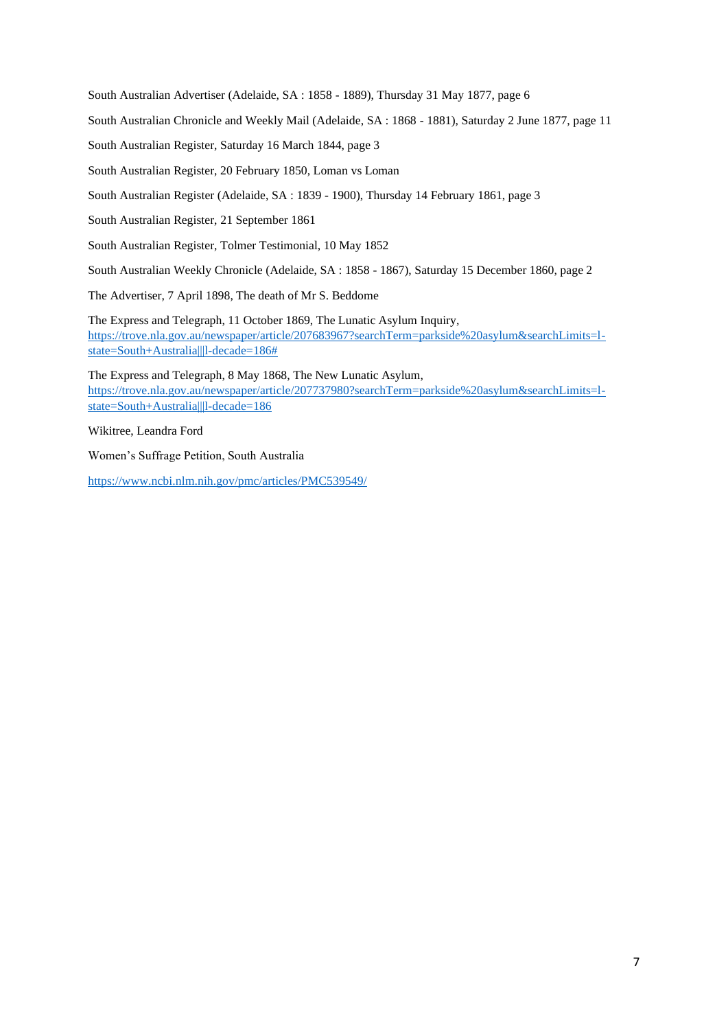South Australian Advertiser (Adelaide, SA : 1858 - 1889), Thursday 31 May 1877, page 6

South Australian Chronicle and Weekly Mail (Adelaide, SA : 1868 - 1881), Saturday 2 June 1877, page 11

South Australian Register, Saturday 16 March 1844, page 3

South Australian Register, 20 February 1850, Loman vs Loman

South Australian Register (Adelaide, SA : 1839 - 1900), Thursday 14 February 1861, page 3

South Australian Register, 21 September 1861

South Australian Register, Tolmer Testimonial, 10 May 1852

South Australian Weekly Chronicle (Adelaide, SA : 1858 - 1867), Saturday 15 December 1860, page 2

The Advertiser, 7 April 1898, The death of Mr S. Beddome

The Express and Telegraph, 11 October 1869, The Lunatic Asylum Inquiry, https://trove.nla.gov.au/newspaper/article/207683967?searchTerm=parkside%20asylum&searchLimits=l-state=South+Australia|||l-decade=186#

The Express and Telegraph, 8 May 1868, The New Lunatic Asylum, https://trove.nla.gov.au/newspaper/article/207737980?searchTerm=parkside%20asylum&searchLimits=l-state=South+Australia|||l-decade=186

Wikitree, Leandra Ford

Women's Suffrage Petition, South Australia

https://www.ncbi.nlm.nih.gov/pmc/articles/PMC539549/